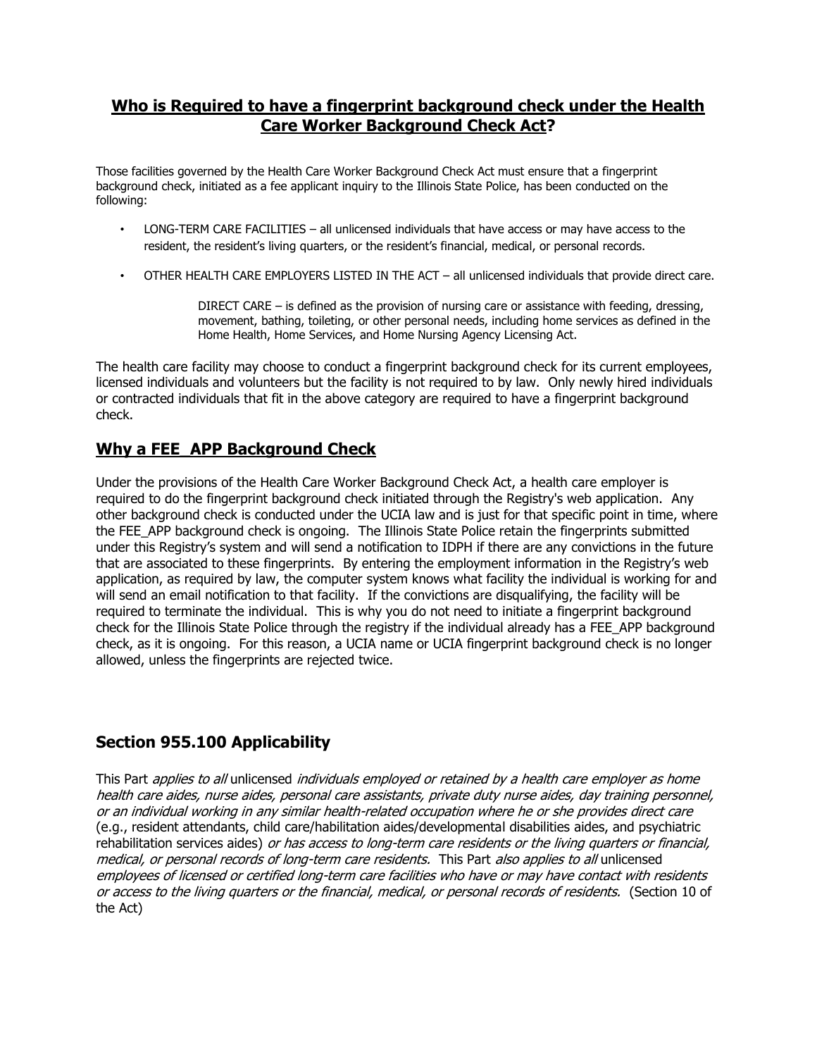## **Who is Required to have a fingerprint background check under the Health Care Worker Background Check Act?**

Those facilities governed by the Health Care Worker Background Check Act must ensure that a fingerprint background check, initiated as a fee applicant inquiry to the Illinois State Police, has been conducted on the following:

- LONG-TERM CARE FACILITIES – all unlicensed individuals that have access or may have access to the resident, the resident's living quarters, or the resident's financial, medical, or personal records.
- OTHER HEALTH CARE EMPLOYERS LISTED IN THE ACT – all unlicensed individuals that provide direct care.

> DIRECT CARE – is defined as the provision of nursing care or assistance with feeding, dressing, movement, bathing, toileting, or other personal needs, including home services as defined in the Home Health, Home Services, and Home Nursing Agency Licensing Act.

The health care facility may choose to conduct a fingerprint background check for its current employees, licensed individuals and volunteers but the facility is not required to by law. Only newly hired individuals or contracted individuals that fit in the above category are required to have a fingerprint background check.

## **Why a FEE_APP Background Check**

Under the provisions of the Health Care Worker Background Check Act, a health care employer is required to do the fingerprint background check initiated through the Registry's web application. Any other background check is conducted under the UCIA law and is just for that specific point in time, where the FEE_APP background check is ongoing. The Illinois State Police retain the fingerprints submitted under this Registry's system and will send a notification to IDPH if there are any convictions in the future that are associated to these fingerprints. By entering the employment information in the Registry's web application, as required by law, the computer system knows what facility the individual is working for and will send an email notification to that facility. If the convictions are disqualifying, the facility will be required to terminate the individual. This is why you do not need to initiate a fingerprint background check for the Illinois State Police through the registry if the individual already has a FEE_APP background check, as it is ongoing. For this reason, a UCIA name or UCIA fingerprint background check is no longer allowed, unless the fingerprints are rejected twice.

## **Section 955.100 Applicability**

This Part *applies to all* unlicensed *individuals employed or retained by a health care employer as home health care aides, nurse aides, personal care assistants, private duty nurse aides, day training personnel, or an individual working in any similar health-related occupation where he or she provides direct care* (e.g., resident attendants, child care/habilitation aides/developmental disabilities aides, and psychiatric rehabilitation services aides) *or has access to long-term care residents or the living quarters or financial, medical, or personal records of long-term care residents.* This Part *also applies to all* unlicensed *employees of licensed or certified long-term care facilities who have or may have contact with residents or access to the living quarters or the financial, medical, or personal records of residents.* (Section 10 of the Act)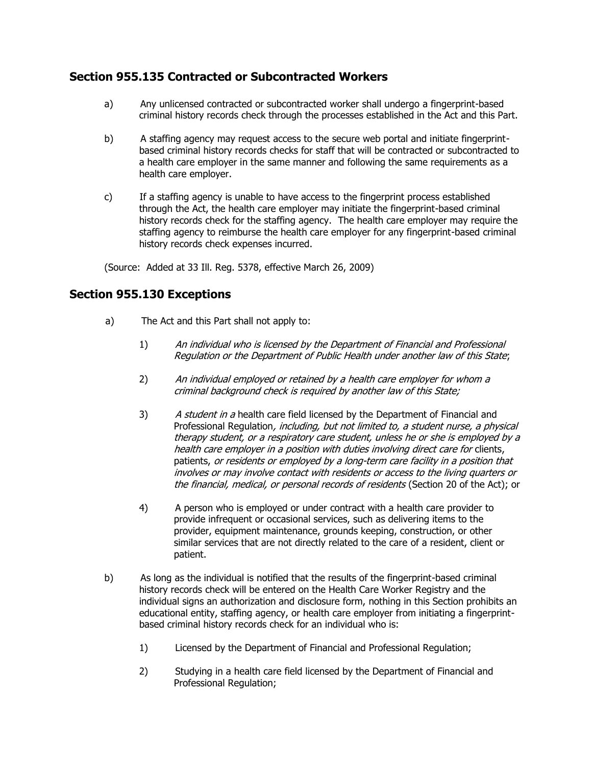## Section 955.135 Contracted or Subcontracted Workers

a) Any unlicensed contracted or subcontracted worker shall undergo a fingerprint-based criminal history records check through the processes established in the Act and this Part.

b) A staffing agency may request access to the secure web portal and initiate fingerprint-based criminal history records checks for staff that will be contracted or subcontracted to a health care employer in the same manner and following the same requirements as a health care employer.

c) If a staffing agency is unable to have access to the fingerprint process established through the Act, the health care employer may initiate the fingerprint-based criminal history records check for the staffing agency. The health care employer may require the staffing agency to reimburse the health care employer for any fingerprint-based criminal history records check expenses incurred.

(Source: Added at 33 Ill. Reg. 5378, effective March 26, 2009)

## Section 955.130 Exceptions

a) The Act and this Part shall not apply to:

1) *An individual who is licensed by the Department of Financial and Professional Regulation or the Department of Public Health under another law of this State*;

2) *An individual employed or retained by a health care employer for whom a criminal background check is required by another law of this State;*

3) *A student in a* health care field licensed by the Department of Financial and Professional Regulation*, including, but not limited to, a student nurse, a physical therapy student, or a respiratory care student, unless he or she is employed by a health care employer in a position with duties involving direct care for* clients, patients, *or residents or employed by a long-term care facility in a position that involves or may involve contact with residents or access to the living quarters or the financial, medical, or personal records of residents* (Section 20 of the Act); or

4) A person who is employed or under contract with a health care provider to provide infrequent or occasional services, such as delivering items to the provider, equipment maintenance, grounds keeping, construction, or other similar services that are not directly related to the care of a resident, client or patient.

b) As long as the individual is notified that the results of the fingerprint-based criminal history records check will be entered on the Health Care Worker Registry and the individual signs an authorization and disclosure form, nothing in this Section prohibits an educational entity, staffing agency, or health care employer from initiating a fingerprint-based criminal history records check for an individual who is:

1) Licensed by the Department of Financial and Professional Regulation;

2) Studying in a health care field licensed by the Department of Financial and Professional Regulation;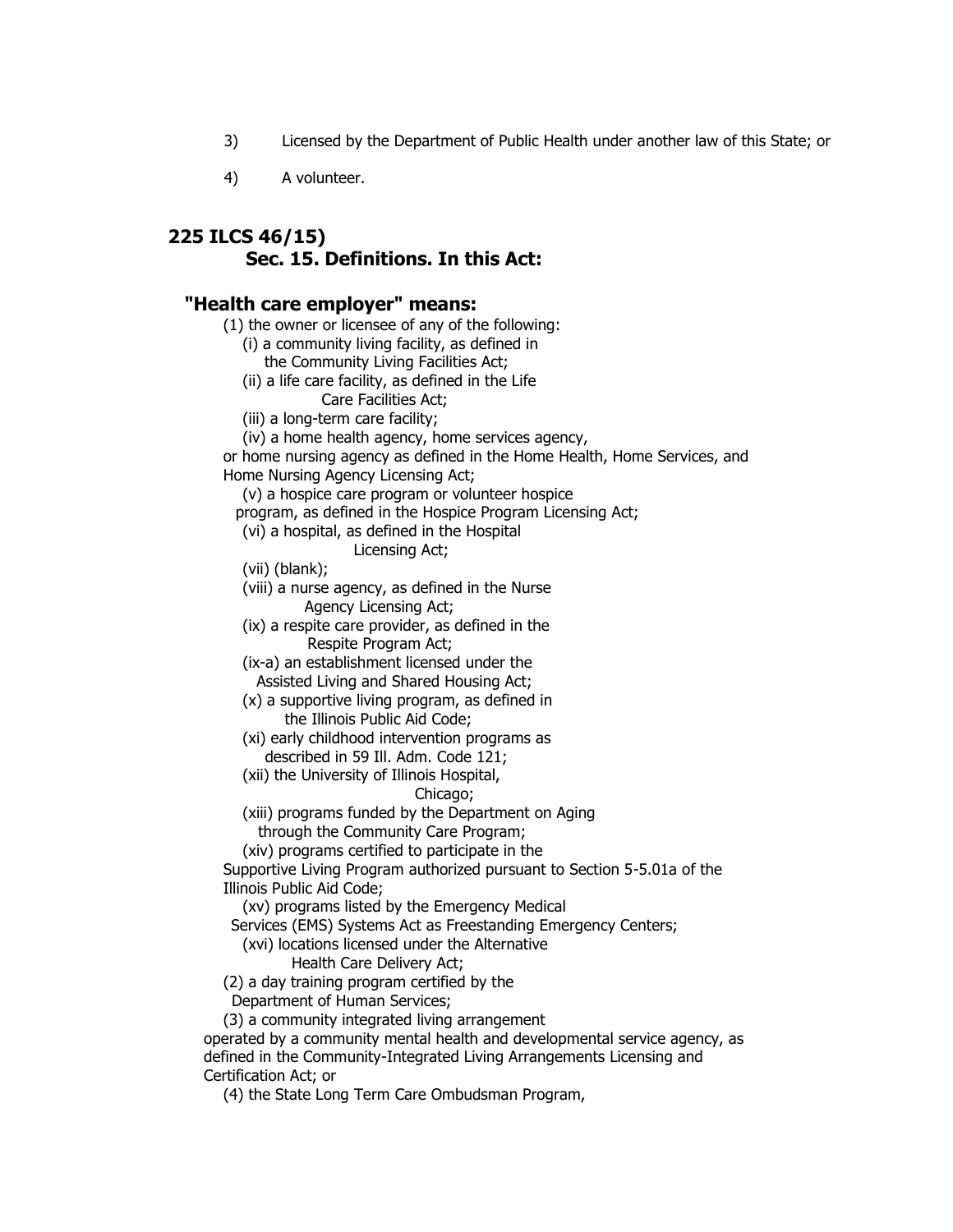3) Licensed by the Department of Public Health under another law of this State; or

4) A volunteer.

## 225 ILCS 46/15)
### Sec. 15. Definitions. In this Act:

### "Health care employer" means:

(1) the owner or licensee of any of the following:

(i) a community living facility, as defined in the Community Living Facilities Act;

(ii) a life care facility, as defined in the Life Care Facilities Act;

(iii) a long-term care facility;

(iv) a home health agency, home services agency, or home nursing agency as defined in the Home Health, Home Services, and Home Nursing Agency Licensing Act;

(v) a hospice care program or volunteer hospice program, as defined in the Hospice Program Licensing Act;

(vi) a hospital, as defined in the Hospital Licensing Act;

(vii) (blank);

(viii) a nurse agency, as defined in the Nurse Agency Licensing Act;

(ix) a respite care provider, as defined in the Respite Program Act;

(ix-a) an establishment licensed under the Assisted Living and Shared Housing Act;

(x) a supportive living program, as defined in the Illinois Public Aid Code;

(xi) early childhood intervention programs as described in 59 Ill. Adm. Code 121;

(xii) the University of Illinois Hospital, Chicago;

(xiii) programs funded by the Department on Aging through the Community Care Program;

(xiv) programs certified to participate in the Supportive Living Program authorized pursuant to Section 5-5.01a of the Illinois Public Aid Code;

(xv) programs listed by the Emergency Medical Services (EMS) Systems Act as Freestanding Emergency Centers;

(xvi) locations licensed under the Alternative Health Care Delivery Act;

(2) a day training program certified by the Department of Human Services;

(3) a community integrated living arrangement operated by a community mental health and developmental service agency, as defined in the Community-Integrated Living Arrangements Licensing and Certification Act; or

(4) the State Long Term Care Ombudsman Program,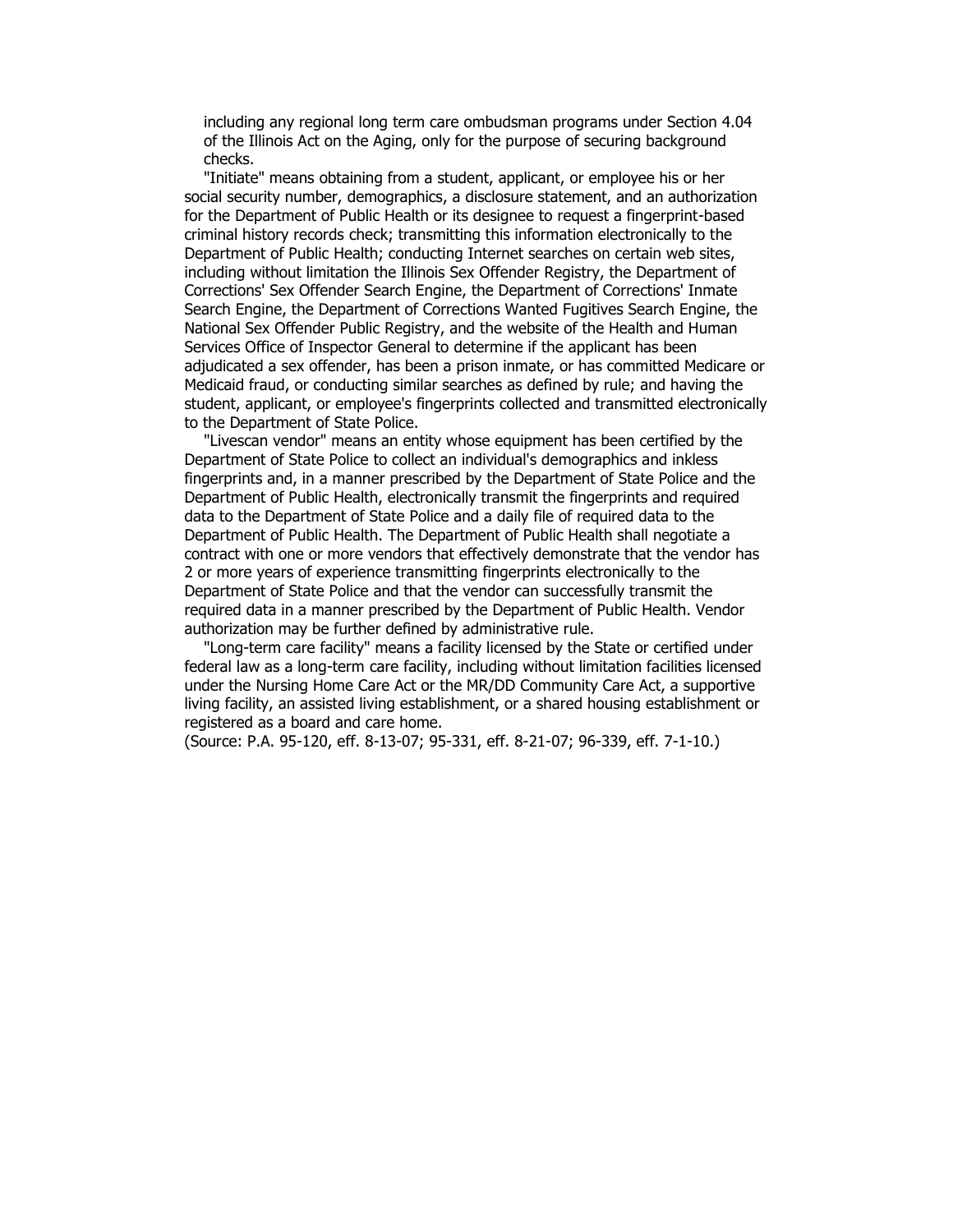including any regional long term care ombudsman programs under Section 4.04 of the Illinois Act on the Aging, only for the purpose of securing background checks.

"Initiate" means obtaining from a student, applicant, or employee his or her social security number, demographics, a disclosure statement, and an authorization for the Department of Public Health or its designee to request a fingerprint-based criminal history records check; transmitting this information electronically to the Department of Public Health; conducting Internet searches on certain web sites, including without limitation the Illinois Sex Offender Registry, the Department of Corrections' Sex Offender Search Engine, the Department of Corrections' Inmate Search Engine, the Department of Corrections Wanted Fugitives Search Engine, the National Sex Offender Public Registry, and the website of the Health and Human Services Office of Inspector General to determine if the applicant has been adjudicated a sex offender, has been a prison inmate, or has committed Medicare or Medicaid fraud, or conducting similar searches as defined by rule; and having the student, applicant, or employee's fingerprints collected and transmitted electronically to the Department of State Police.

"Livescan vendor" means an entity whose equipment has been certified by the Department of State Police to collect an individual's demographics and inkless fingerprints and, in a manner prescribed by the Department of State Police and the Department of Public Health, electronically transmit the fingerprints and required data to the Department of State Police and a daily file of required data to the Department of Public Health. The Department of Public Health shall negotiate a contract with one or more vendors that effectively demonstrate that the vendor has 2 or more years of experience transmitting fingerprints electronically to the Department of State Police and that the vendor can successfully transmit the required data in a manner prescribed by the Department of Public Health. Vendor authorization may be further defined by administrative rule.

"Long-term care facility" means a facility licensed by the State or certified under federal law as a long-term care facility, including without limitation facilities licensed under the Nursing Home Care Act or the MR/DD Community Care Act, a supportive living facility, an assisted living establishment, or a shared housing establishment or registered as a board and care home.

(Source: P.A. 95-120, eff. 8-13-07; 95-331, eff. 8-21-07; 96-339, eff. 7-1-10.)